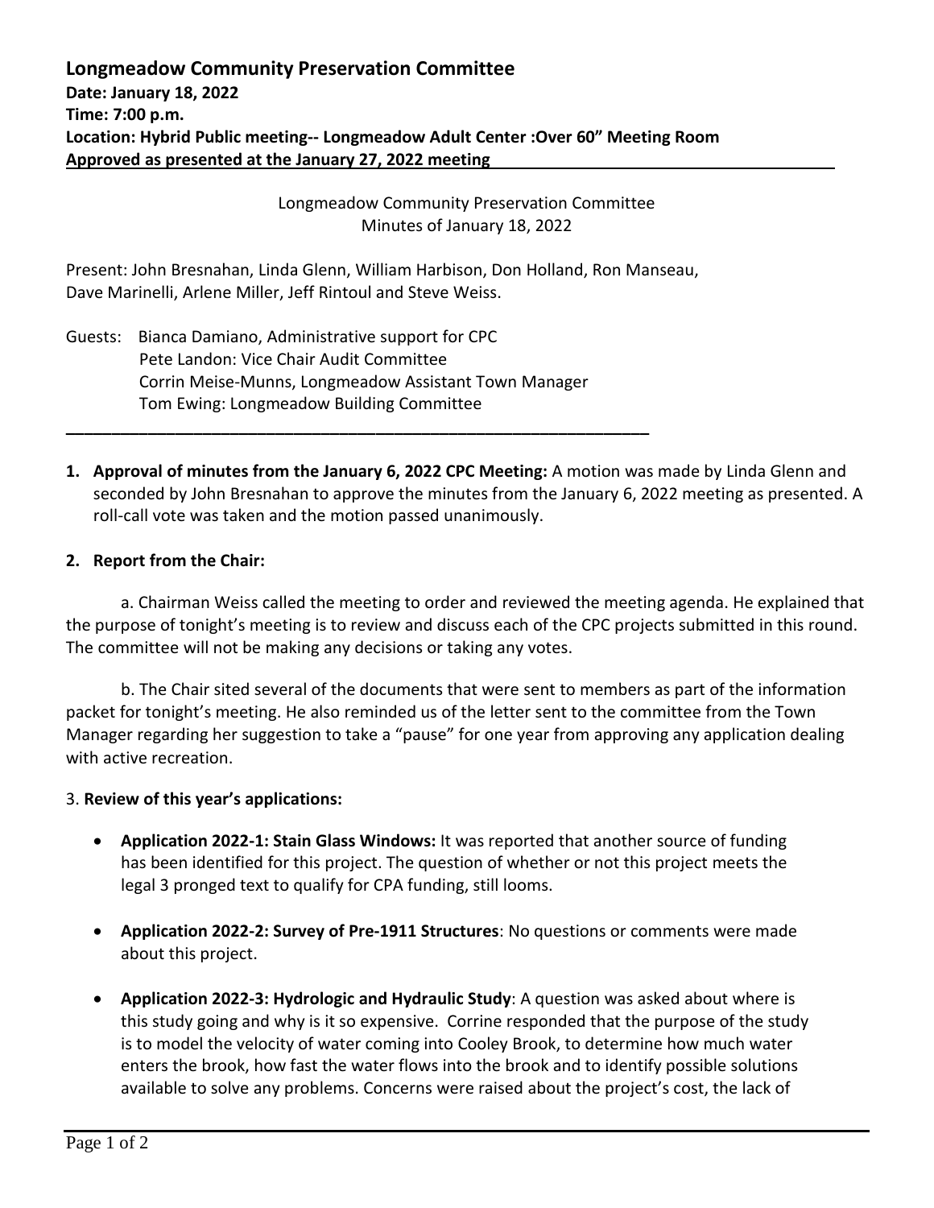# Longmeadow Community Preservation Committee

**Date: January 18, 2022**
**Time: 7:00 p.m.**
**Location: Hybrid Public meeting-- Longmeadow Adult Center :Over 60" Meeting Room**
**Approved as presented at the January 27, 2022 meeting**

Longmeadow Community Preservation Committee
Minutes of January 18, 2022

Present: John Bresnahan, Linda Glenn, William Harbison, Don Holland, Ron Manseau, Dave Marinelli, Arlene Miller, Jeff Rintoul and Steve Weiss.

Guests: Bianca Damiano, Administrative support for CPC
Pete Landon: Vice Chair Audit Committee
Corrin Meise-Munns, Longmeadow Assistant Town Manager
Tom Ewing: Longmeadow Building Committee

---

1. **Approval of minutes from the January 6, 2022 CPC Meeting:** A motion was made by Linda Glenn and seconded by John Bresnahan to approve the minutes from the January 6, 2022 meeting as presented. A roll-call vote was taken and the motion passed unanimously.

2. **Report from the Chair:**

   a. Chairman Weiss called the meeting to order and reviewed the meeting agenda. He explained that the purpose of tonight's meeting is to review and discuss each of the CPC projects submitted in this round. The committee will not be making any decisions or taking any votes.

   b. The Chair sited several of the documents that were sent to members as part of the information packet for tonight's meeting. He also reminded us of the letter sent to the committee from the Town Manager regarding her suggestion to take a "pause" for one year from approving any application dealing with active recreation.

3. **Review of this year's applications:**

- **Application 2022-1: Stain Glass Windows:** It was reported that another source of funding has been identified for this project. The question of whether or not this project meets the legal 3 pronged text to qualify for CPA funding, still looms.
- **Application 2022-2: Survey of Pre-1911 Structures**: No questions or comments were made about this project.
- **Application 2022-3: Hydrologic and Hydraulic Study**: A question was asked about where is this study going and why is it so expensive. Corrine responded that the purpose of the study is to model the velocity of water coming into Cooley Brook, to determine how much water enters the brook, how fast the water flows into the brook and to identify possible solutions available to solve any problems. Concerns were raised about the project's cost, the lack of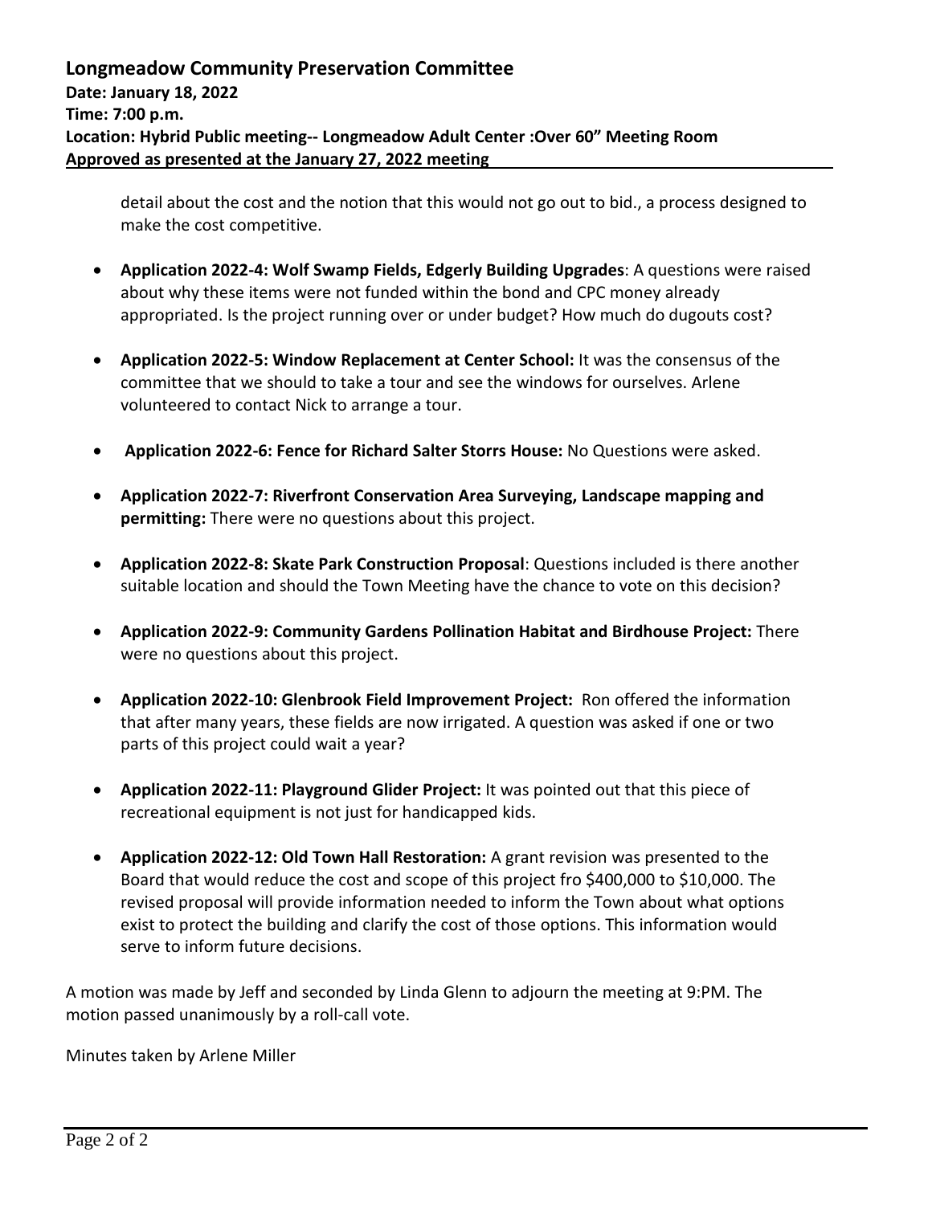detail about the cost and the notion that this would not go out to bid., a process designed to make the cost competitive.

- **Application 2022-4: Wolf Swamp Fields, Edgerly Building Upgrades**: A questions were raised about why these items were not funded within the bond and CPC money already appropriated. Is the project running over or under budget? How much do dugouts cost?

- **Application 2022-5: Window Replacement at Center School:** It was the consensus of the committee that we should to take a tour and see the windows for ourselves. Arlene volunteered to contact Nick to arrange a tour.

- **Application 2022-6: Fence for Richard Salter Storrs House:** No Questions were asked.

- **Application 2022-7: Riverfront Conservation Area Surveying, Landscape mapping and permitting:** There were no questions about this project.

- **Application 2022-8: Skate Park Construction Proposal**: Questions included is there another suitable location and should the Town Meeting have the chance to vote on this decision?

- **Application 2022-9: Community Gardens Pollination Habitat and Birdhouse Project:** There were no questions about this project.

- **Application 2022-10: Glenbrook Field Improvement Project:** Ron offered the information that after many years, these fields are now irrigated. A question was asked if one or two parts of this project could wait a year?

- **Application 2022-11: Playground Glider Project:** It was pointed out that this piece of recreational equipment is not just for handicapped kids.

- **Application 2022-12: Old Town Hall Restoration:** A grant revision was presented to the Board that would reduce the cost and scope of this project fro $400,000 to $10,000. The revised proposal will provide information needed to inform the Town about what options exist to protect the building and clarify the cost of those options. This information would serve to inform future decisions.

A motion was made by Jeff and seconded by Linda Glenn to adjourn the meeting at 9:PM. The motion passed unanimously by a roll-call vote.

Minutes taken by Arlene Miller